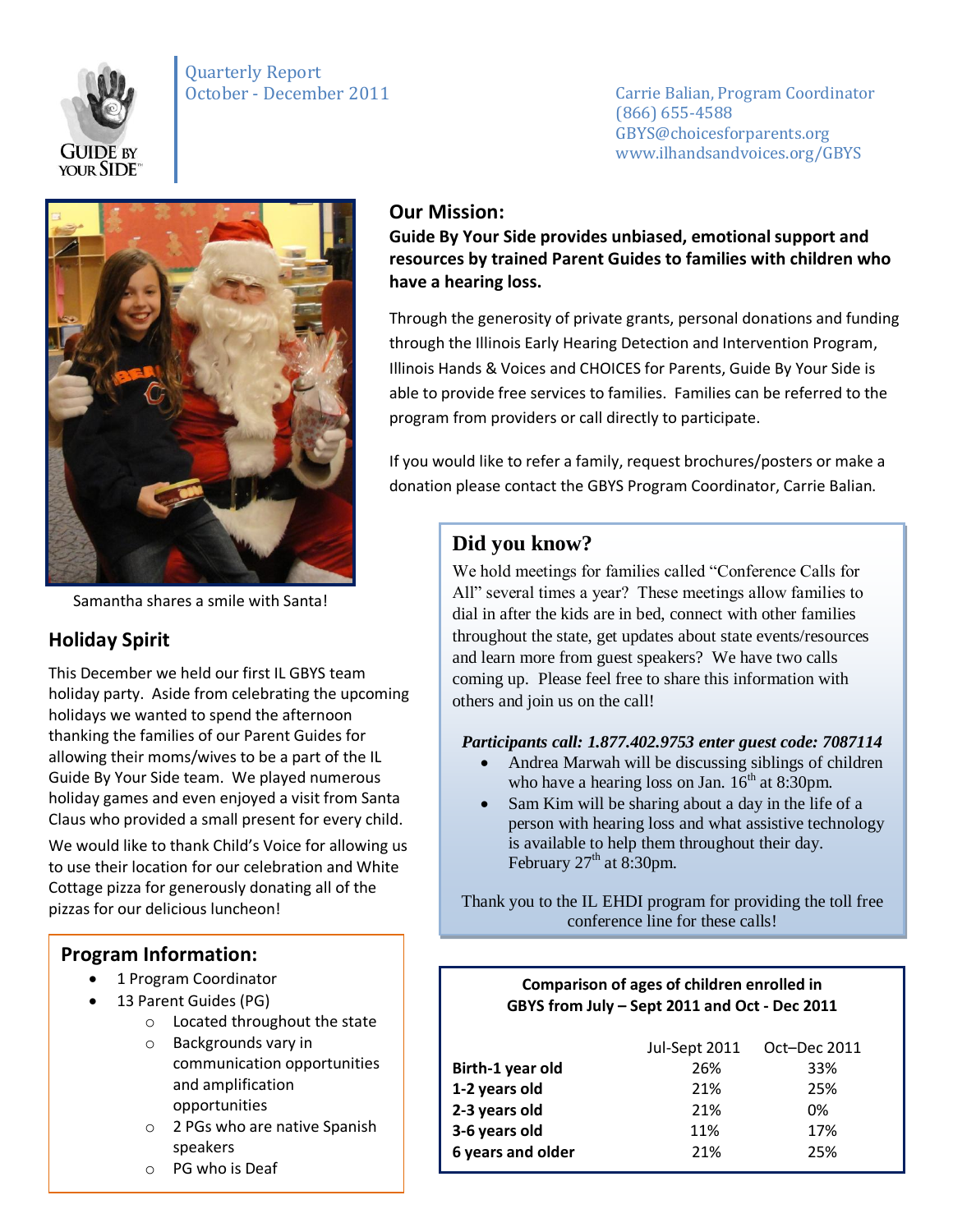Quarterly Report
October - December 2011

Carrie Balian, Program Coordinator
(866) 655-4588
GBYS@choicesforparents.org
www.ilhandsandvoices.org/GBYS

## Our Mission:

**Guide By Your Side provides unbiased, emotional support and resources by trained Parent Guides to families with children who have a hearing loss.**

Through the generosity of private grants, personal donations and funding through the Illinois Early Hearing Detection and Intervention Program, Illinois Hands & Voices and CHOICES for Parents, Guide By Your Side is able to provide free services to families. Families can be referred to the program from providers or call directly to participate.

If you would like to refer a family, request brochures/posters or make a donation please contact the GBYS Program Coordinator, Carrie Balian.

Samantha shares a smile with Santa!

## Holiday Spirit

This December we held our first IL GBYS team holiday party. Aside from celebrating the upcoming holidays we wanted to spend the afternoon thanking the families of our Parent Guides for allowing their moms/wives to be a part of the IL Guide By Your Side team. We played numerous holiday games and even enjoyed a visit from Santa Claus who provided a small present for every child.

We would like to thank Child's Voice for allowing us to use their location for our celebration and White Cottage pizza for generously donating all of the pizzas for our delicious luncheon!

## Did you know?

We hold meetings for families called "Conference Calls for All" several times a year? These meetings allow families to dial in after the kids are in bed, connect with other families throughout the state, get updates about state events/resources and learn more from guest speakers? We have two calls coming up. Please feel free to share this information with others and join us on the call!

***Participants call: 1.877.402.9753 enter guest code: 7087114***

- Andrea Marwah will be discussing siblings of children who have a hearing loss on Jan. 16th at 8:30pm.
- Sam Kim will be sharing about a day in the life of a person with hearing loss and what assistive technology is available to help them throughout their day. February 27th at 8:30pm.

Thank you to the IL EHDI program for providing the toll free conference line for these calls!

## Program Information:

- 1 Program Coordinator
- 13 Parent Guides (PG)
  - Located throughout the state
  - Backgrounds vary in communication opportunities and amplification opportunities
  - 2 PGs who are native Spanish speakers
  - PG who is Deaf

**Comparison of ages of children enrolled in GBYS from July – Sept 2011 and Oct - Dec 2011**

| | Jul-Sept 2011 | Oct–Dec 2011 |
|---|---|---|
| **Birth-1 year old** | 26% | 33% |
| **1-2 years old** | 21% | 25% |
| **2-3 years old** | 21% | 0% |
| **3-6 years old** | 11% | 17% |
| **6 years and older** | 21% | 25% |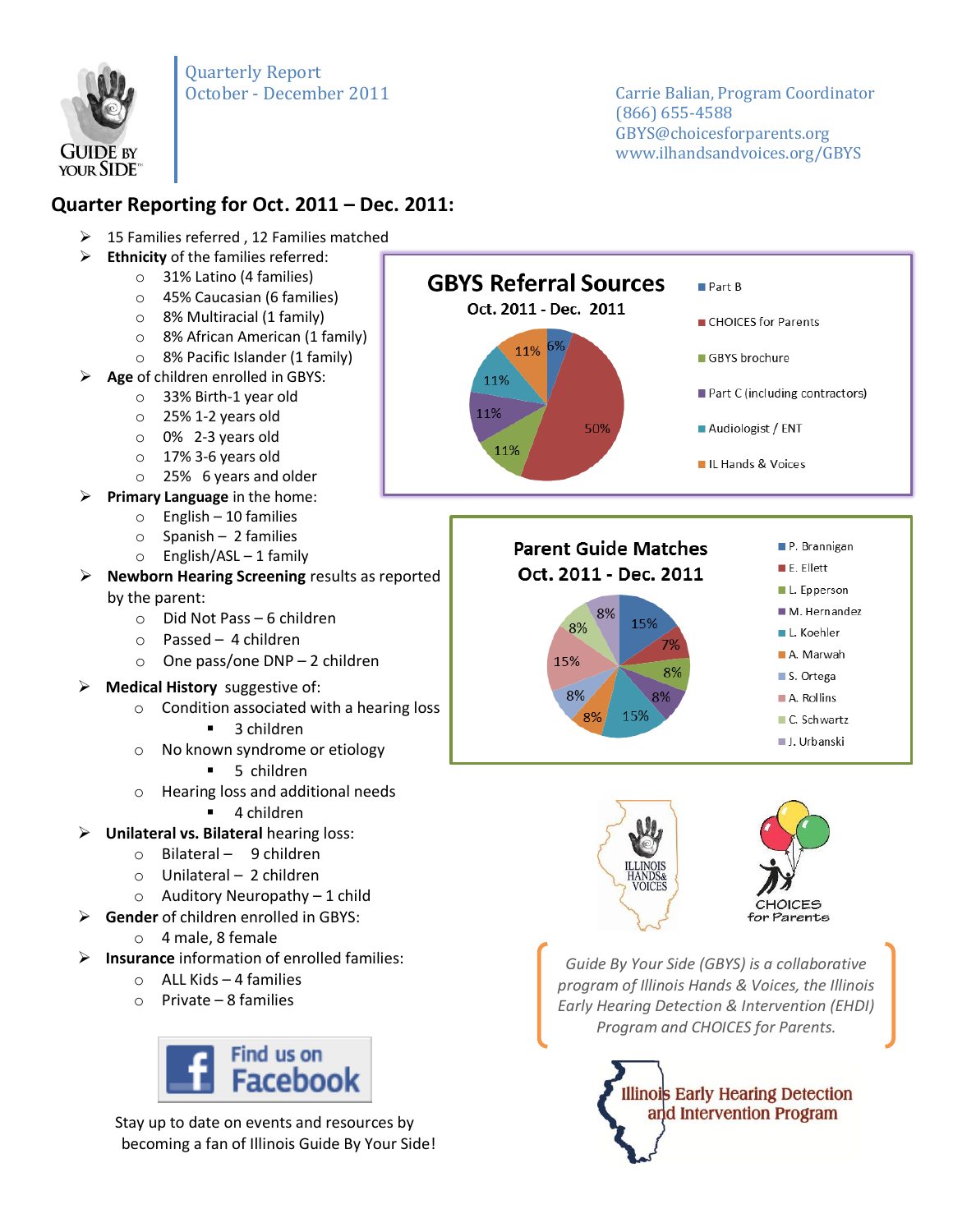Quarterly Report
October - December 2011

Carrie Balian, Program Coordinator
(866) 655-4588
GBYS@choicesforparents.org
www.ilhandsandvoices.org/GBYS

## Quarter Reporting for Oct. 2011 – Dec. 2011:

- 15 Families referred , 12 Families matched
- **Ethnicity** of the families referred:
  - 31% Latino (4 families)
  - 45% Caucasian (6 families)
  - 8% Multiracial (1 family)
  - 8% African American (1 family)
  - 8% Pacific Islander (1 family)
- **Age** of children enrolled in GBYS:
  - 33% Birth-1 year old
  - 25% 1-2 years old
  - 0% 2-3 years old
  - 17% 3-6 years old
  - 25% 6 years and older
- **Primary Language** in the home:
  - English – 10 families
  - Spanish – 2 families
  - English/ASL – 1 family
- **Newborn Hearing Screening** results as reported by the parent:
  - Did Not Pass – 6 children
  - Passed – 4 children
  - One pass/one DNP – 2 children
- **Medical History** suggestive of:
  - Condition associated with a hearing loss
    - 3 children
  - No known syndrome or etiology
    - 5 children
  - Hearing loss and additional needs
    - 4 children
- **Unilateral vs. Bilateral** hearing loss:
  - Bilateral – 9 children
  - Unilateral – 2 children
  - Auditory Neuropathy – 1 child
- **Gender** of children enrolled in GBYS:
  - 4 male, 8 female
- **Insurance** information of enrolled families:
  - ALL Kids – 4 families
  - Private – 8 families

**GBYS Referral Sources**
Oct. 2011 - Dec. 2011

6%
50%
11%
11%
11%
11%

Part B
CHOICES for Parents
GBYS brochure
Part C (including contractors)
Audiologist / ENT
IL Hands & Voices

**Parent Guide Matches**
Oct. 2011 - Dec. 2011

15%
7%
8%
8%
15%
8%
8%
15%
8%
8%

P. Brannigan
E. Ellett
L. Epperson
M. Hernandez
L. Koehler
A. Marwah
S. Ortega
A. Rollins
C. Schwartz
J. Urbanski

*Guide By Your Side (GBYS) is a collaborative program of Illinois Hands & Voices, the Illinois Early Hearing Detection & Intervention (EHDI) Program and CHOICES for Parents.*

Find us on Facebook

Stay up to date on events and resources by becoming a fan of Illinois Guide By Your Side!

Illinois Early Hearing Detection and Intervention Program